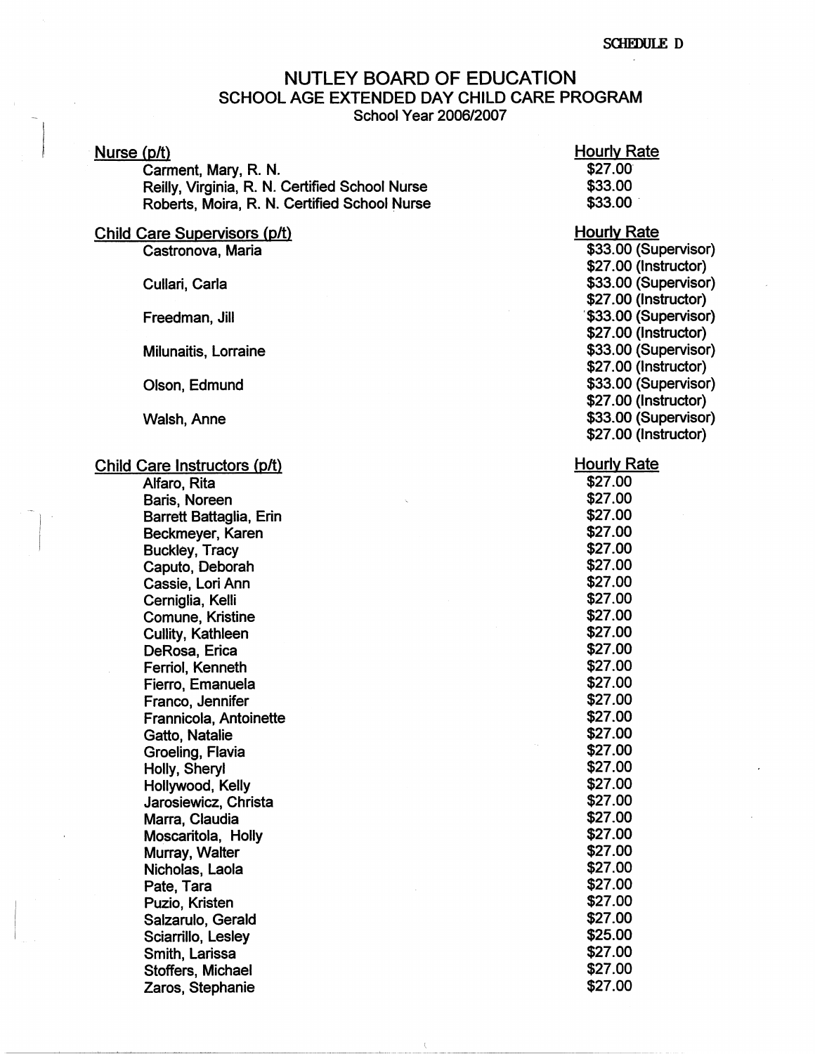SCHEDULE D

# NUTLEY BOARD OF EDUCATION
## SCHOOL AGE EXTENDED DAY CHILD CARE PROGRAM
### School Year 2006/2007

| Nurse (p/t) | Hourly Rate |
|---|---|
| Carment, Mary, R. N. | $27.00 |
| Reilly, Virginia, R. N. Certified School Nurse | $33.00 |
| Roberts, Moira, R. N. Certified School Nurse | $33.00 |

| Child Care Supervisors (p/t) | Hourly Rate |
|---|---|
| Castronova, Maria | $33.00 (Supervisor) |
| | $27.00 (Instructor) |
| Cullari, Carla | $33.00 (Supervisor) |
| | $27.00 (Instructor) |
| Freedman, Jill | $33.00 (Supervisor) |
| | $27.00 (Instructor) |
| Milunaitis, Lorraine | $33.00 (Supervisor) |
| | $27.00 (Instructor) |
| Olson, Edmund | $33.00 (Supervisor) |
| | $27.00 (Instructor) |
| Walsh, Anne | $33.00 (Supervisor) |
| | $27.00 (Instructor) |

| Child Care Instructors (p/t) | Hourly Rate |
|---|---|
| Alfaro, Rita | $27.00 |
| Baris, Noreen | $27.00 |
| Barrett Battaglia, Erin | $27.00 |
| Beckmeyer, Karen | $27.00 |
| Buckley, Tracy | $27.00 |
| Caputo, Deborah | $27.00 |
| Cassie, Lori Ann | $27.00 |
| Cerniglia, Kelli | $27.00 |
| Comune, Kristine | $27.00 |
| Cullity, Kathleen | $27.00 |
| DeRosa, Erica | $27.00 |
| Ferriol, Kenneth | $27.00 |
| Fierro, Emanuela | $27.00 |
| Franco, Jennifer | $27.00 |
| Frannicola, Antoinette | $27.00 |
| Gatto, Natalie | $27.00 |
| Groeling, Flavia | $27.00 |
| Holly, Sheryl | $27.00 |
| Hollywood, Kelly | $27.00 |
| Jarosiewicz, Christa | $27.00 |
| Marra, Claudia | $27.00 |
| Moscaritola, Holly | $27.00 |
| Murray, Walter | $27.00 |
| Nicholas, Laola | $27.00 |
| Pate, Tara | $27.00 |
| Puzio, Kristen | $27.00 |
| Salzarulo, Gerald | $27.00 |
| Sciarrillo, Lesley | $25.00 |
| Smith, Larissa | $27.00 |
| Stoffers, Michael | $27.00 |
| Zaros, Stephanie | $27.00 |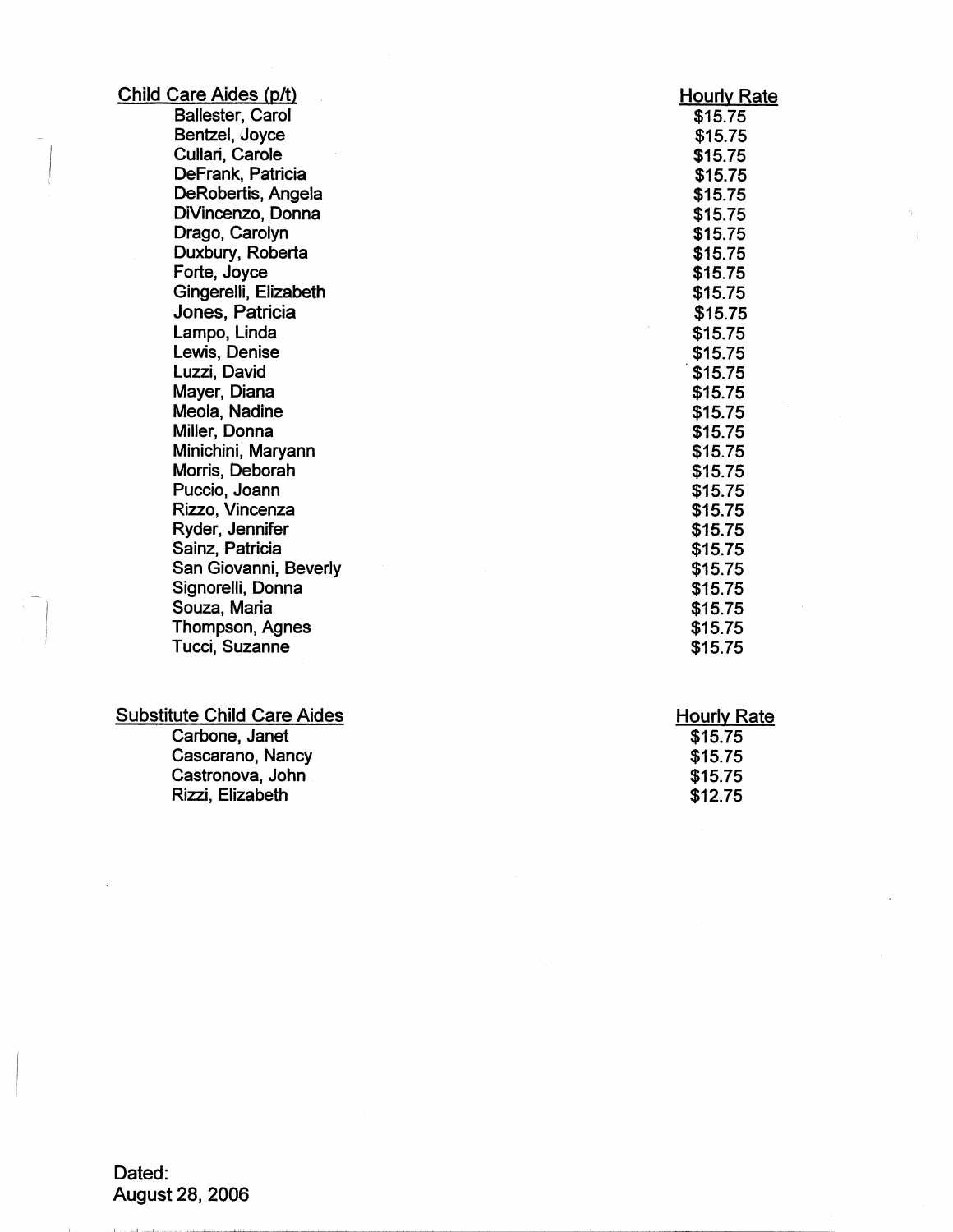| Child Care Aides (p/t) | Hourly Rate |
| --- | --- |
| Ballester, Carol | $15.75 |
| Bentzel, Joyce | $15.75 |
| Cullari, Carole | $15.75 |
| DeFrank, Patricia | $15.75 |
| DeRobertis, Angela | $15.75 |
| DiVincenzo, Donna | $15.75 |
| Drago, Carolyn | $15.75 |
| Duxbury, Roberta | $15.75 |
| Forte, Joyce | $15.75 |
| Gingerelli, Elizabeth | $15.75 |
| Jones, Patricia | $15.75 |
| Lampo, Linda | $15.75 |
| Lewis, Denise | $15.75 |
| Luzzi, David | $15.75 |
| Mayer, Diana | $15.75 |
| Meola, Nadine | $15.75 |
| Miller, Donna | $15.75 |
| Minichini, Maryann | $15.75 |
| Morris, Deborah | $15.75 |
| Puccio, Joann | $15.75 |
| Rizzo, Vincenza | $15.75 |
| Ryder, Jennifer | $15.75 |
| Sainz, Patricia | $15.75 |
| San Giovanni, Beverly | $15.75 |
| Signorelli, Donna | $15.75 |
| Souza, Maria | $15.75 |
| Thompson, Agnes | $15.75 |
| Tucci, Suzanne | $15.75 |

| Substitute Child Care Aides | Hourly Rate |
| --- | --- |
| Carbone, Janet | $15.75 |
| Cascarano, Nancy | $15.75 |
| Castronova, John | $15.75 |
| Rizzi, Elizabeth | $12.75 |

Dated:
August 28, 2006